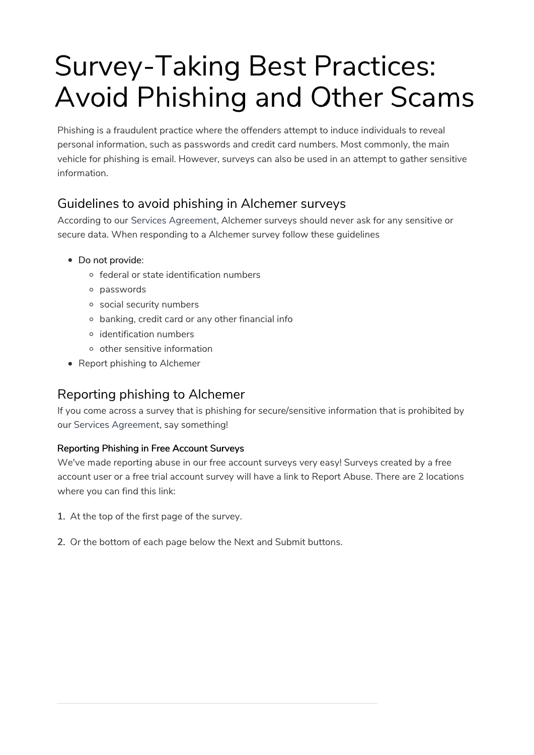# Survey-Taking Best Practices: Avoid Phishing and Other Scams

Phishing is a fraudulent practice where the offenders attempt to induce individuals to reveal personal information, such as passwords and credit card numbers. Most commonly, the main vehicle for phishing is email. However, surveys can also be used in an attempt to gather sensitive information.

## Guidelines to avoid phishing in Alchemer surveys

According to our Services Agreement, Alchemer surveys should never ask for any sensitive or secure data. When responding to a Alchemer survey follow these guidelines

- Do not provide:
  - federal or state identification numbers
  - passwords
  - social security numbers
  - banking, credit card or any other financial info
  - identification numbers
  - other sensitive information
- Report phishing to Alchemer

## Reporting phishing to Alchemer

If you come across a survey that is phishing for secure/sensitive information that is prohibited by our Services Agreement, say something!

#### Reporting Phishing in Free Account Surveys

We've made reporting abuse in our free account surveys very easy! Surveys created by a free account user or a free trial account survey will have a link to Report Abuse. There are 2 locations where you can find this link:

1. At the top of the first page of the survey.
2. Or the bottom of each page below the Next and Submit buttons.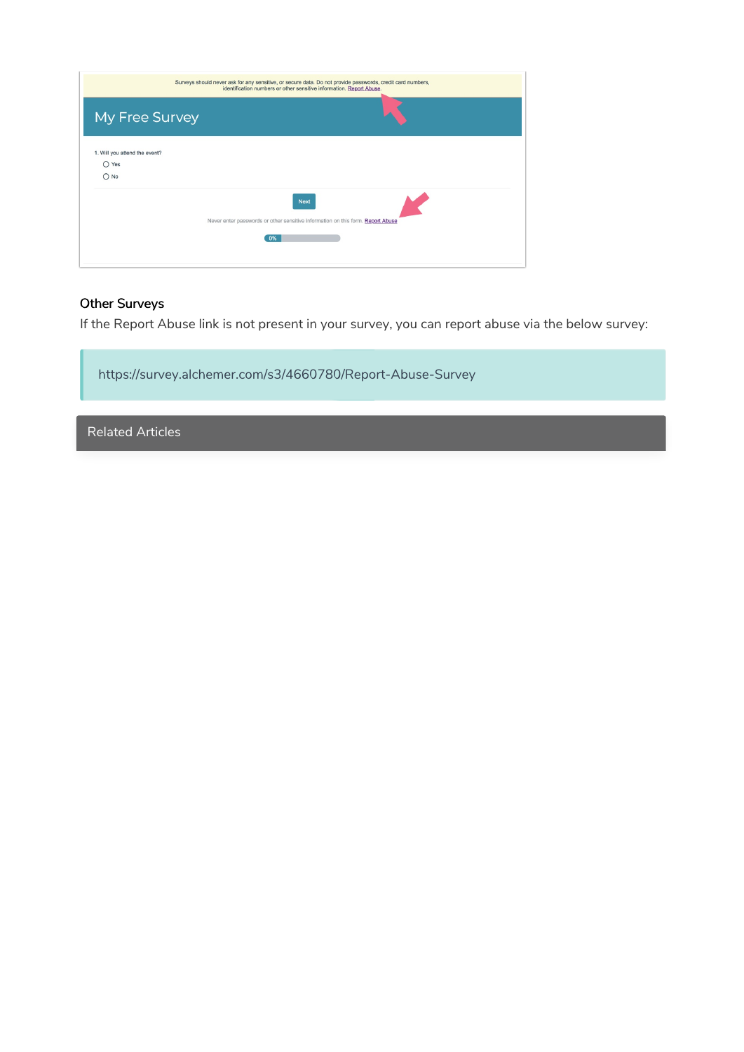Surveys should never ask for any sensitive, or secure data. Do not provide passwords, credit card numbers, identification numbers or other sensitive information. Report Abuse.

My Free Survey

1. Will you attend the event?

Yes

No

Next

Never enter passwords or other sensitive information on this form. Report Abuse

0%

### Other Surveys

If the Report Abuse link is not present in your survey, you can report abuse via the below survey:

> https://survey.alchemer.com/s3/4660780/Report-Abuse-Survey

## Related Articles